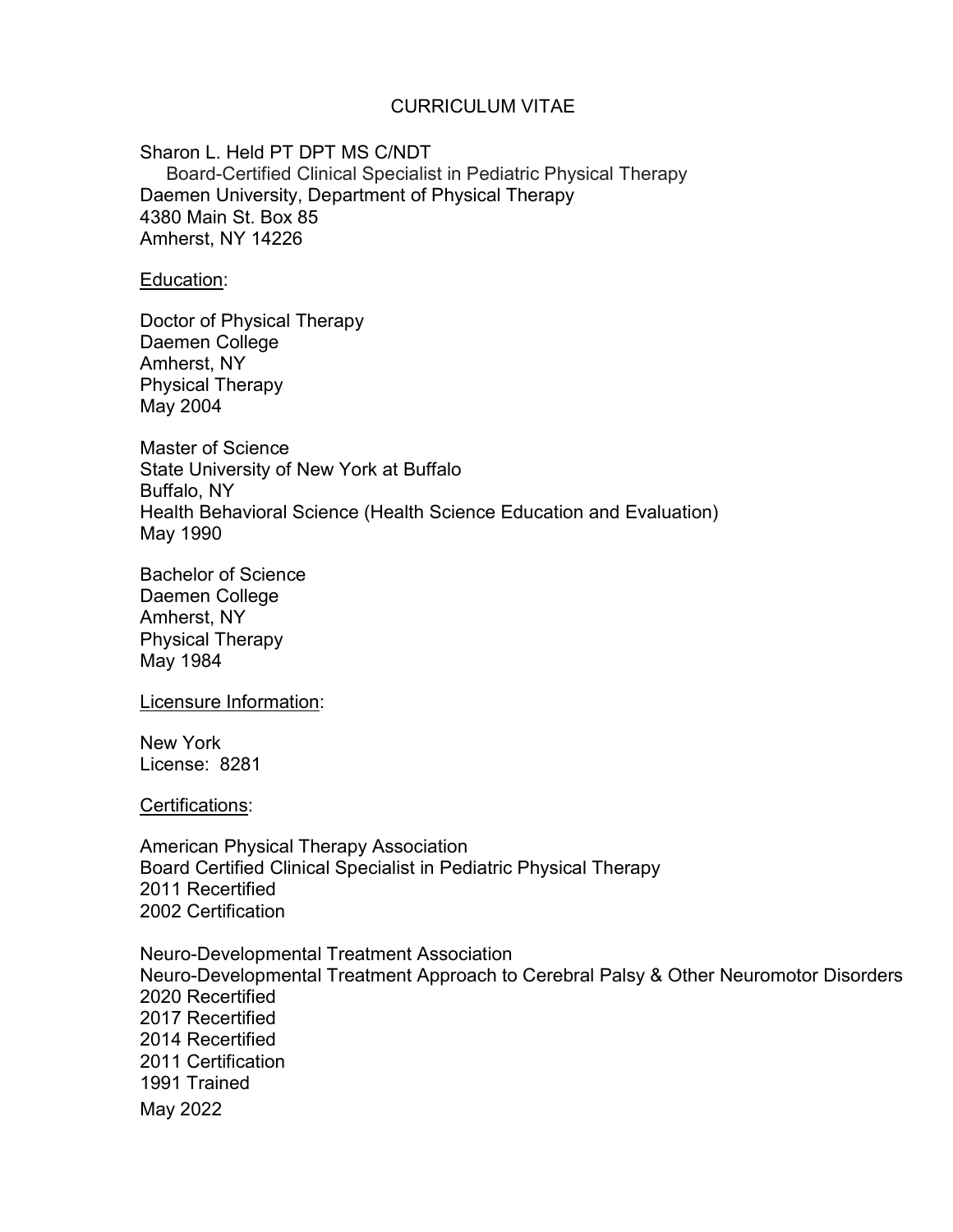# CURRICULUM VITAE

Sharon L. Held PT DPT MS C/NDT
Board-Certified Clinical Specialist in Pediatric Physical Therapy
Daemen University, Department of Physical Therapy
4380 Main St. Box 85
Amherst, NY 14226

## Education:

Doctor of Physical Therapy
Daemen College
Amherst, NY
Physical Therapy
May 2004

Master of Science
State University of New York at Buffalo
Buffalo, NY
Health Behavioral Science (Health Science Education and Evaluation)
May 1990

Bachelor of Science
Daemen College
Amherst, NY
Physical Therapy
May 1984

## Licensure Information:

New York
License: 8281

## Certifications:

American Physical Therapy Association
Board Certified Clinical Specialist in Pediatric Physical Therapy
2011 Recertified
2002 Certification

Neuro-Developmental Treatment Association
Neuro-Developmental Treatment Approach to Cerebral Palsy & Other Neuromotor Disorders
2020 Recertified
2017 Recertified
2014 Recertified
2011 Certification
1991 Trained

May 2022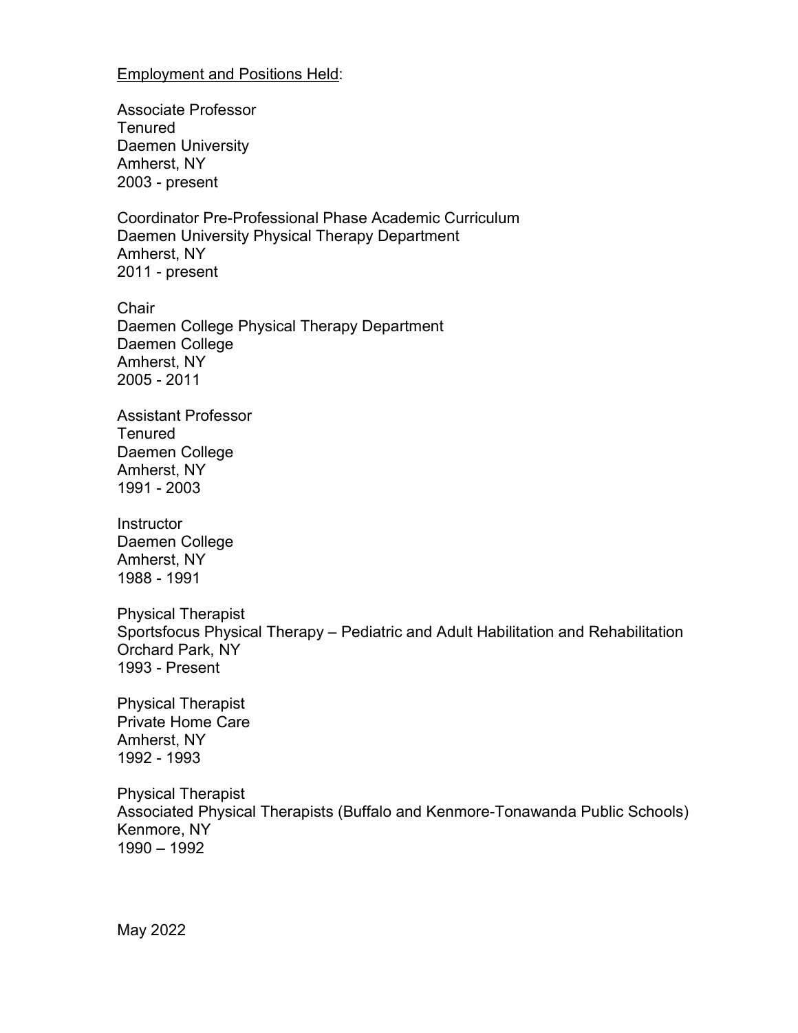<u>Employment and Positions Held</u>:

Associate Professor
Tenured
Daemen University
Amherst, NY
2003 - present

Coordinator Pre-Professional Phase Academic Curriculum
Daemen University Physical Therapy Department
Amherst, NY
2011 - present

Chair
Daemen College Physical Therapy Department
Daemen College
Amherst, NY
2005 - 2011

Assistant Professor
Tenured
Daemen College
Amherst, NY
1991 - 2003

Instructor
Daemen College
Amherst, NY
1988 - 1991

Physical Therapist
Sportsfocus Physical Therapy – Pediatric and Adult Habilitation and Rehabilitation
Orchard Park, NY
1993 - Present

Physical Therapist
Private Home Care
Amherst, NY
1992 - 1993

Physical Therapist
Associated Physical Therapists (Buffalo and Kenmore-Tonawanda Public Schools)
Kenmore, NY
1990 – 1992

May 2022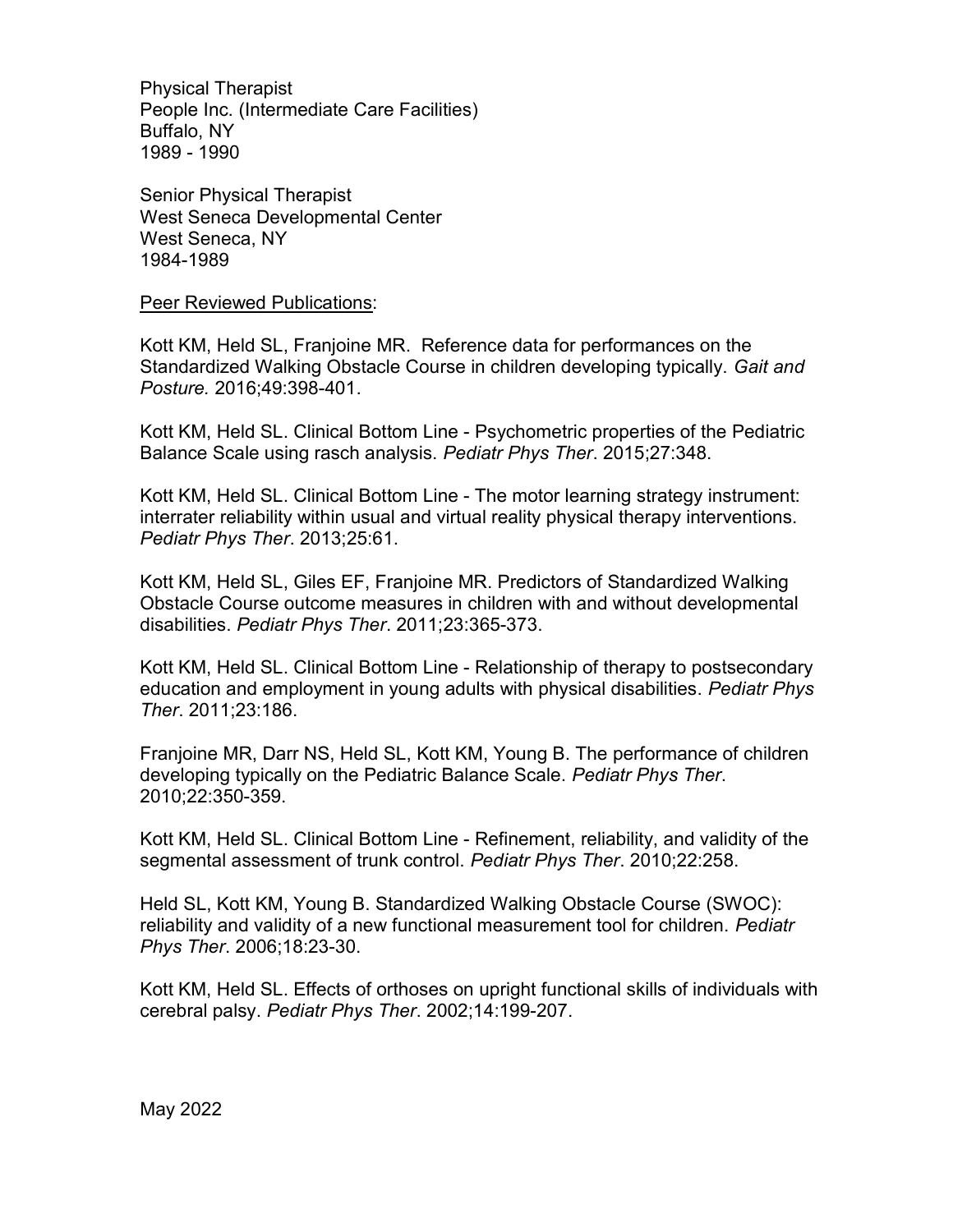Physical Therapist
People Inc. (Intermediate Care Facilities)
Buffalo, NY
1989 - 1990

Senior Physical Therapist
West Seneca Developmental Center
West Seneca, NY
1984-1989

Peer Reviewed Publications:

Kott KM, Held SL, Franjoine MR. Reference data for performances on the Standardized Walking Obstacle Course in children developing typically. *Gait and Posture.* 2016;49:398-401.

Kott KM, Held SL. Clinical Bottom Line - Psychometric properties of the Pediatric Balance Scale using rasch analysis. *Pediatr Phys Ther*. 2015;27:348.

Kott KM, Held SL. Clinical Bottom Line - The motor learning strategy instrument: interrater reliability within usual and virtual reality physical therapy interventions. *Pediatr Phys Ther*. 2013;25:61.

Kott KM, Held SL, Giles EF, Franjoine MR. Predictors of Standardized Walking Obstacle Course outcome measures in children with and without developmental disabilities. *Pediatr Phys Ther*. 2011;23:365-373.

Kott KM, Held SL. Clinical Bottom Line - Relationship of therapy to postsecondary education and employment in young adults with physical disabilities. *Pediatr Phys Ther*. 2011;23:186.

Franjoine MR, Darr NS, Held SL, Kott KM, Young B. The performance of children developing typically on the Pediatric Balance Scale. *Pediatr Phys Ther*. 2010;22:350-359.

Kott KM, Held SL. Clinical Bottom Line - Refinement, reliability, and validity of the segmental assessment of trunk control. *Pediatr Phys Ther*. 2010;22:258.

Held SL, Kott KM, Young B. Standardized Walking Obstacle Course (SWOC): reliability and validity of a new functional measurement tool for children. *Pediatr Phys Ther*. 2006;18:23-30.

Kott KM, Held SL. Effects of orthoses on upright functional skills of individuals with cerebral palsy. *Pediatr Phys Ther*. 2002;14:199-207.

May 2022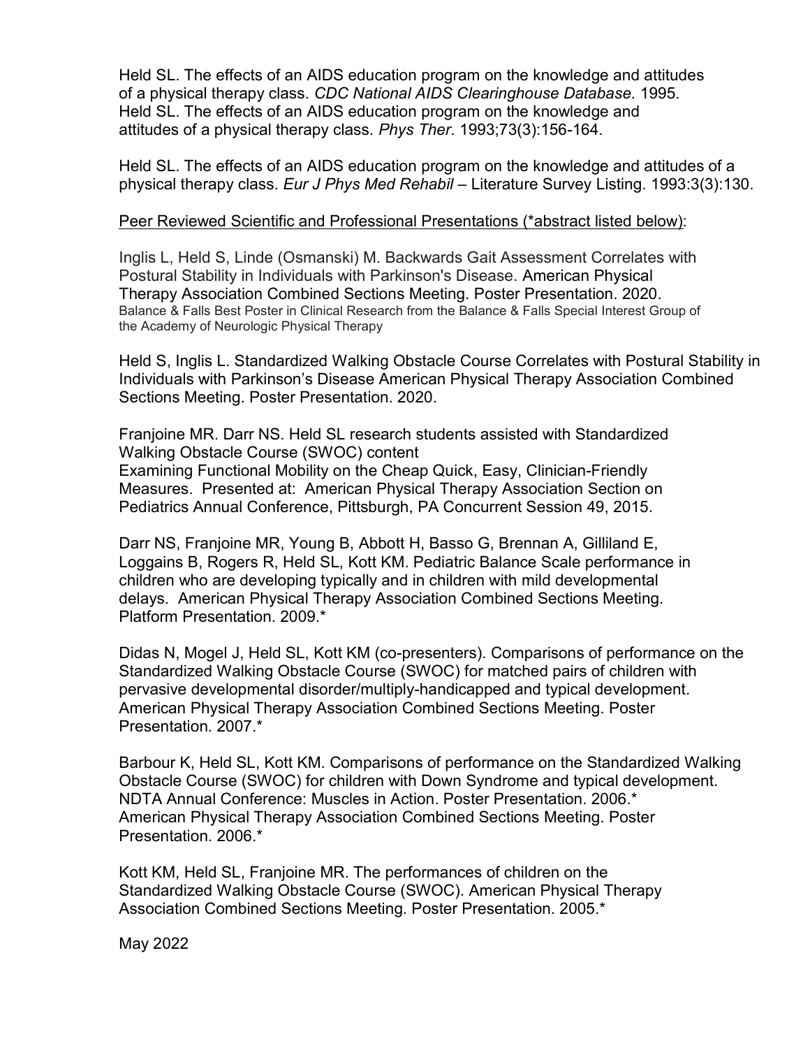Held SL. The effects of an AIDS education program on the knowledge and attitudes of a physical therapy class. *CDC National AIDS Clearinghouse Database.* 1995.
Held SL. The effects of an AIDS education program on the knowledge and attitudes of a physical therapy class. *Phys Ther*. 1993;73(3):156-164.

Held SL. The effects of an AIDS education program on the knowledge and attitudes of a physical therapy class. *Eur J Phys Med Rehabil* – Literature Survey Listing. 1993:3(3):130.

<u>Peer Reviewed Scientific and Professional Presentations (*abstract listed below)</u>:

Inglis L, Held S, Linde (Osmanski) M. Backwards Gait Assessment Correlates with Postural Stability in Individuals with Parkinson's Disease. American Physical Therapy Association Combined Sections Meeting. Poster Presentation. 2020.
Balance & Falls Best Poster in Clinical Research from the Balance & Falls Special Interest Group of the Academy of Neurologic Physical Therapy

Held S, Inglis L. Standardized Walking Obstacle Course Correlates with Postural Stability in Individuals with Parkinson's Disease American Physical Therapy Association Combined Sections Meeting. Poster Presentation. 2020.

Franjoine MR. Darr NS. Held SL research students assisted with Standardized Walking Obstacle Course (SWOC) content
Examining Functional Mobility on the Cheap Quick, Easy, Clinician-Friendly Measures. Presented at: American Physical Therapy Association Section on Pediatrics Annual Conference, Pittsburgh, PA Concurrent Session 49, 2015.

Darr NS, Franjoine MR, Young B, Abbott H, Basso G, Brennan A, Gilliland E, Loggains B, Rogers R, Held SL, Kott KM. Pediatric Balance Scale performance in children who are developing typically and in children with mild developmental delays. American Physical Therapy Association Combined Sections Meeting. Platform Presentation. 2009.*

Didas N, Mogel J, Held SL, Kott KM (co-presenters). Comparisons of performance on the Standardized Walking Obstacle Course (SWOC) for matched pairs of children with pervasive developmental disorder/multiply-handicapped and typical development. American Physical Therapy Association Combined Sections Meeting. Poster Presentation. 2007.*

Barbour K, Held SL, Kott KM. Comparisons of performance on the Standardized Walking Obstacle Course (SWOC) for children with Down Syndrome and typical development. NDTA Annual Conference: Muscles in Action. Poster Presentation. 2006.*
American Physical Therapy Association Combined Sections Meeting. Poster Presentation. 2006.*

Kott KM, Held SL, Franjoine MR. The performances of children on the Standardized Walking Obstacle Course (SWOC). American Physical Therapy Association Combined Sections Meeting. Poster Presentation. 2005.*

May 2022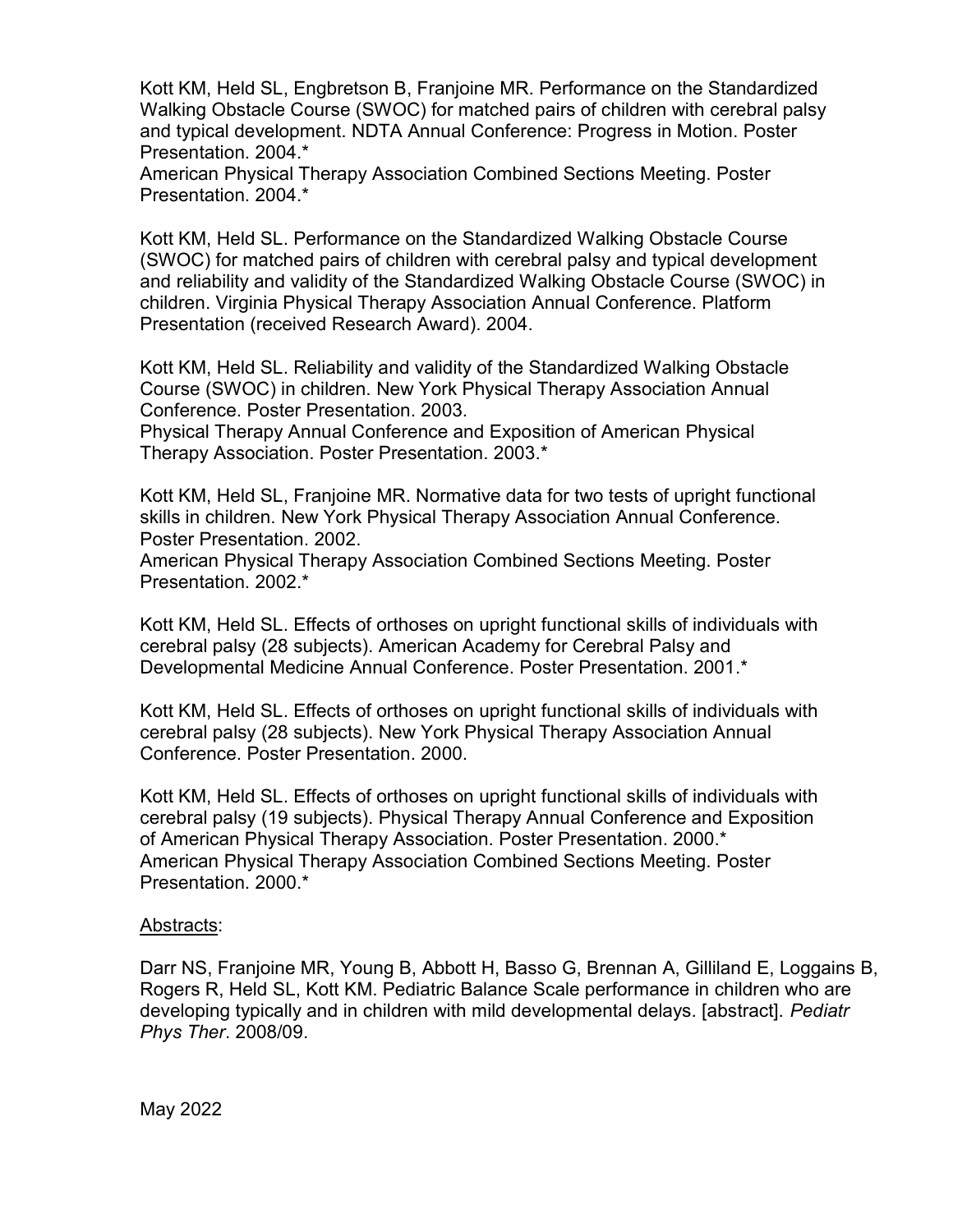Kott KM, Held SL, Engbretson B, Franjoine MR. Performance on the Standardized Walking Obstacle Course (SWOC) for matched pairs of children with cerebral palsy and typical development. NDTA Annual Conference: Progress in Motion. Poster Presentation. 2004.*
American Physical Therapy Association Combined Sections Meeting. Poster Presentation. 2004.*

Kott KM, Held SL. Performance on the Standardized Walking Obstacle Course (SWOC) for matched pairs of children with cerebral palsy and typical development and reliability and validity of the Standardized Walking Obstacle Course (SWOC) in children. Virginia Physical Therapy Association Annual Conference. Platform Presentation (received Research Award). 2004.

Kott KM, Held SL. Reliability and validity of the Standardized Walking Obstacle Course (SWOC) in children. New York Physical Therapy Association Annual Conference. Poster Presentation. 2003.
Physical Therapy Annual Conference and Exposition of American Physical Therapy Association. Poster Presentation. 2003.*

Kott KM, Held SL, Franjoine MR. Normative data for two tests of upright functional skills in children. New York Physical Therapy Association Annual Conference. Poster Presentation. 2002.
American Physical Therapy Association Combined Sections Meeting. Poster Presentation. 2002.*

Kott KM, Held SL. Effects of orthoses on upright functional skills of individuals with cerebral palsy (28 subjects). American Academy for Cerebral Palsy and Developmental Medicine Annual Conference. Poster Presentation. 2001.*

Kott KM, Held SL. Effects of orthoses on upright functional skills of individuals with cerebral palsy (28 subjects). New York Physical Therapy Association Annual Conference. Poster Presentation. 2000.

Kott KM, Held SL. Effects of orthoses on upright functional skills of individuals with cerebral palsy (19 subjects). Physical Therapy Annual Conference and Exposition of American Physical Therapy Association. Poster Presentation. 2000.*
American Physical Therapy Association Combined Sections Meeting. Poster Presentation. 2000.*

Abstracts:

Darr NS, Franjoine MR, Young B, Abbott H, Basso G, Brennan A, Gilliland E, Loggains B, Rogers R, Held SL, Kott KM. Pediatric Balance Scale performance in children who are developing typically and in children with mild developmental delays. [abstract]. *Pediatr Phys Ther*. 2008/09.

May 2022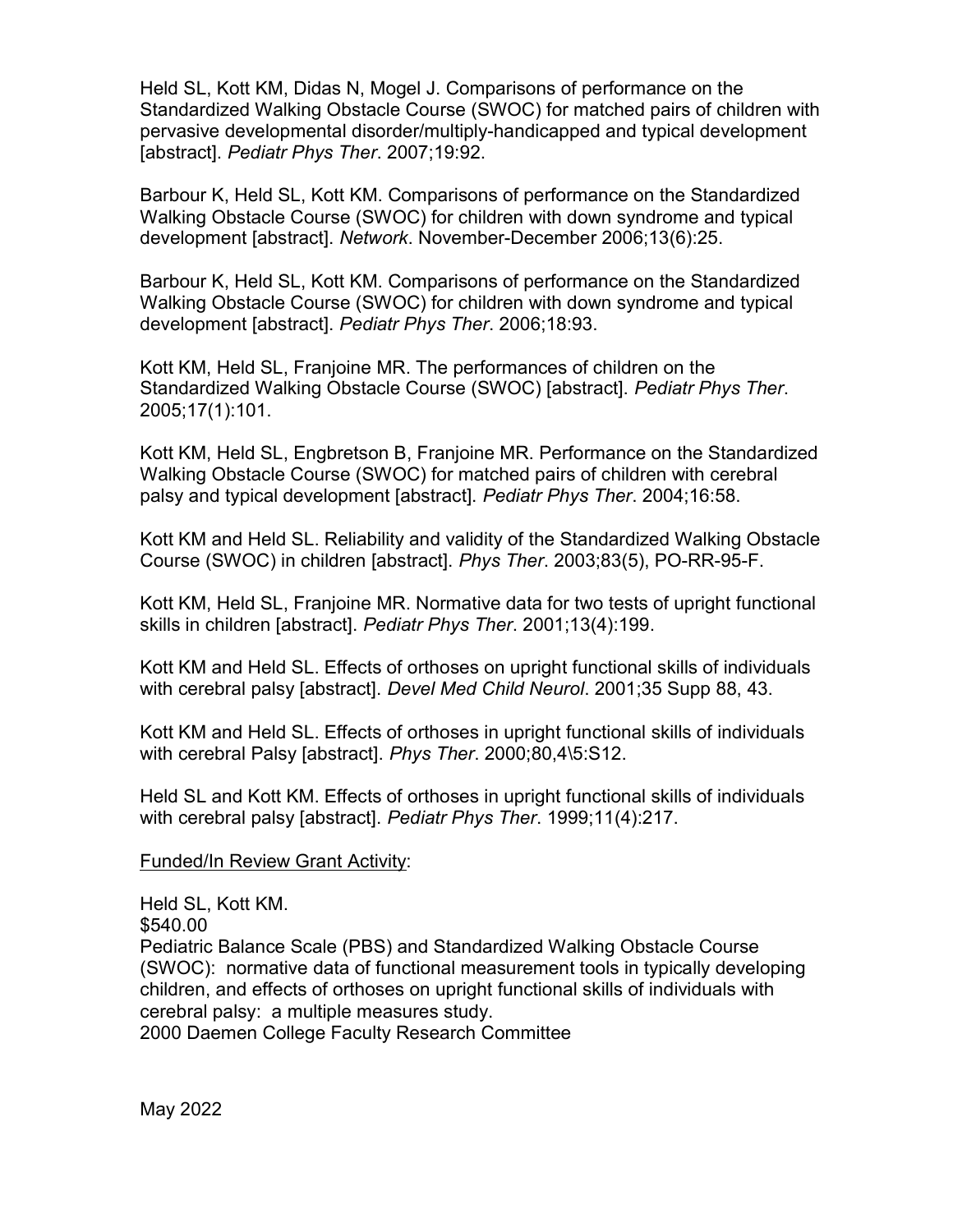Held SL, Kott KM, Didas N, Mogel J. Comparisons of performance on the Standardized Walking Obstacle Course (SWOC) for matched pairs of children with pervasive developmental disorder/multiply-handicapped and typical development [abstract]. *Pediatr Phys Ther*. 2007;19:92.

Barbour K, Held SL, Kott KM. Comparisons of performance on the Standardized Walking Obstacle Course (SWOC) for children with down syndrome and typical development [abstract]. *Network*. November-December 2006;13(6):25.

Barbour K, Held SL, Kott KM. Comparisons of performance on the Standardized Walking Obstacle Course (SWOC) for children with down syndrome and typical development [abstract]. *Pediatr Phys Ther*. 2006;18:93.

Kott KM, Held SL, Franjoine MR. The performances of children on the Standardized Walking Obstacle Course (SWOC) [abstract]. *Pediatr Phys Ther*. 2005;17(1):101.

Kott KM, Held SL, Engbretson B, Franjoine MR. Performance on the Standardized Walking Obstacle Course (SWOC) for matched pairs of children with cerebral palsy and typical development [abstract]. *Pediatr Phys Ther*. 2004;16:58.

Kott KM and Held SL. Reliability and validity of the Standardized Walking Obstacle Course (SWOC) in children [abstract]. *Phys Ther*. 2003;83(5), PO-RR-95-F.

Kott KM, Held SL, Franjoine MR. Normative data for two tests of upright functional skills in children [abstract]. *Pediatr Phys Ther*. 2001;13(4):199.

Kott KM and Held SL. Effects of orthoses on upright functional skills of individuals with cerebral palsy [abstract]. *Devel Med Child Neurol*. 2001;35 Supp 88, 43.

Kott KM and Held SL. Effects of orthoses in upright functional skills of individuals with cerebral Palsy [abstract]. *Phys Ther*. 2000;80,4\5:S12.

Held SL and Kott KM. Effects of orthoses in upright functional skills of individuals with cerebral palsy [abstract]. *Pediatr Phys Ther*. 1999;11(4):217.

<u>Funded/In Review Grant Activity</u>:

Held SL, Kott KM.
$540.00
Pediatric Balance Scale (PBS) and Standardized Walking Obstacle Course (SWOC): normative data of functional measurement tools in typically developing children, and effects of orthoses on upright functional skills of individuals with cerebral palsy: a multiple measures study.
2000 Daemen College Faculty Research Committee

May 2022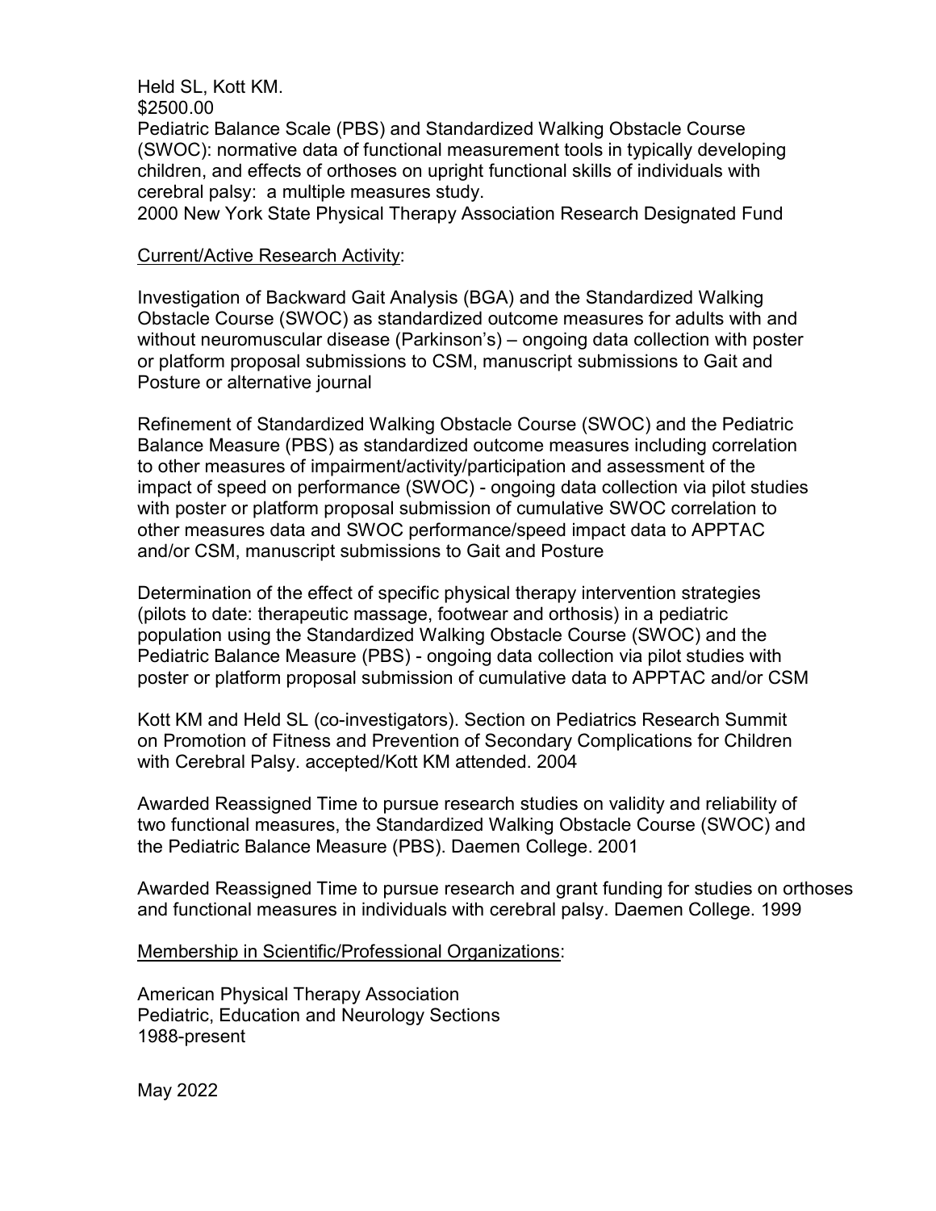Held SL, Kott KM.
$2500.00
Pediatric Balance Scale (PBS) and Standardized Walking Obstacle Course (SWOC): normative data of functional measurement tools in typically developing children, and effects of orthoses on upright functional skills of individuals with cerebral palsy: a multiple measures study.
2000 New York State Physical Therapy Association Research Designated Fund

<u>Current/Active Research Activity</u>:

Investigation of Backward Gait Analysis (BGA) and the Standardized Walking Obstacle Course (SWOC) as standardized outcome measures for adults with and without neuromuscular disease (Parkinson's) – ongoing data collection with poster or platform proposal submissions to CSM, manuscript submissions to Gait and Posture or alternative journal

Refinement of Standardized Walking Obstacle Course (SWOC) and the Pediatric Balance Measure (PBS) as standardized outcome measures including correlation to other measures of impairment/activity/participation and assessment of the impact of speed on performance (SWOC) - ongoing data collection via pilot studies with poster or platform proposal submission of cumulative SWOC correlation to other measures data and SWOC performance/speed impact data to APPTAC and/or CSM, manuscript submissions to Gait and Posture

Determination of the effect of specific physical therapy intervention strategies (pilots to date: therapeutic massage, footwear and orthosis) in a pediatric population using the Standardized Walking Obstacle Course (SWOC) and the Pediatric Balance Measure (PBS) - ongoing data collection via pilot studies with poster or platform proposal submission of cumulative data to APPTAC and/or CSM

Kott KM and Held SL (co-investigators). Section on Pediatrics Research Summit on Promotion of Fitness and Prevention of Secondary Complications for Children with Cerebral Palsy. accepted/Kott KM attended. 2004

Awarded Reassigned Time to pursue research studies on validity and reliability of two functional measures, the Standardized Walking Obstacle Course (SWOC) and the Pediatric Balance Measure (PBS). Daemen College. 2001

Awarded Reassigned Time to pursue research and grant funding for studies on orthoses and functional measures in individuals with cerebral palsy. Daemen College. 1999

<u>Membership in Scientific/Professional Organizations</u>:

American Physical Therapy Association
Pediatric, Education and Neurology Sections
1988-present

May 2022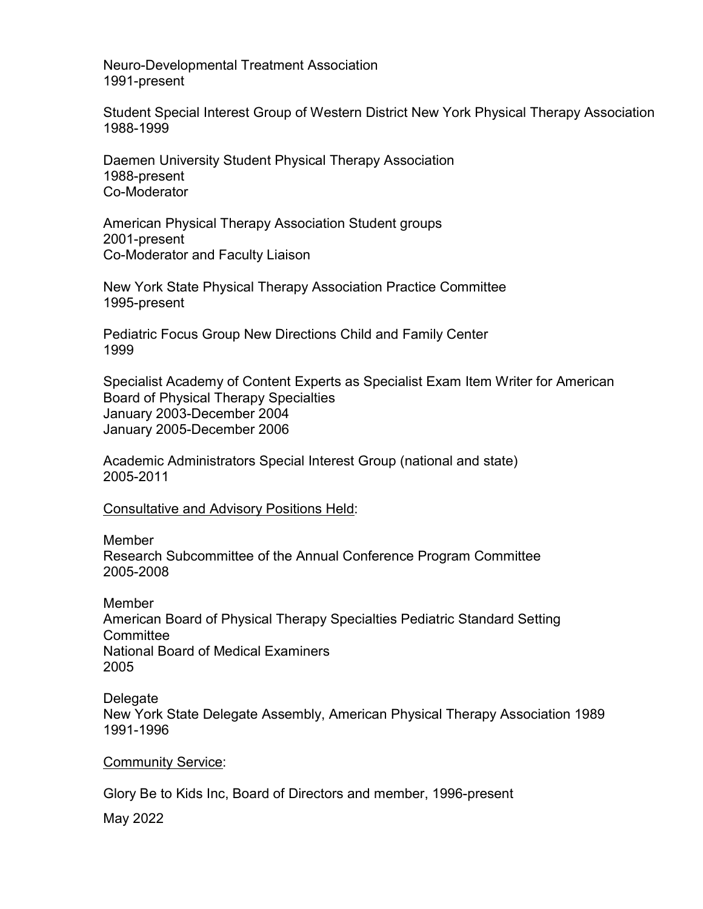Neuro-Developmental Treatment Association
1991-present

Student Special Interest Group of Western District New York Physical Therapy Association
1988-1999

Daemen University Student Physical Therapy Association
1988-present
Co-Moderator

American Physical Therapy Association Student groups
2001-present
Co-Moderator and Faculty Liaison

New York State Physical Therapy Association Practice Committee
1995-present

Pediatric Focus Group New Directions Child and Family Center
1999

Specialist Academy of Content Experts as Specialist Exam Item Writer for American Board of Physical Therapy Specialties
January 2003-December 2004
January 2005-December 2006

Academic Administrators Special Interest Group (national and state)
2005-2011

<u>Consultative and Advisory Positions Held</u>:

Member
Research Subcommittee of the Annual Conference Program Committee
2005-2008

Member
American Board of Physical Therapy Specialties Pediatric Standard Setting Committee
National Board of Medical Examiners
2005

Delegate
New York State Delegate Assembly, American Physical Therapy Association 1989
1991-1996

<u>Community Service</u>:

Glory Be to Kids Inc, Board of Directors and member, 1996-present

May 2022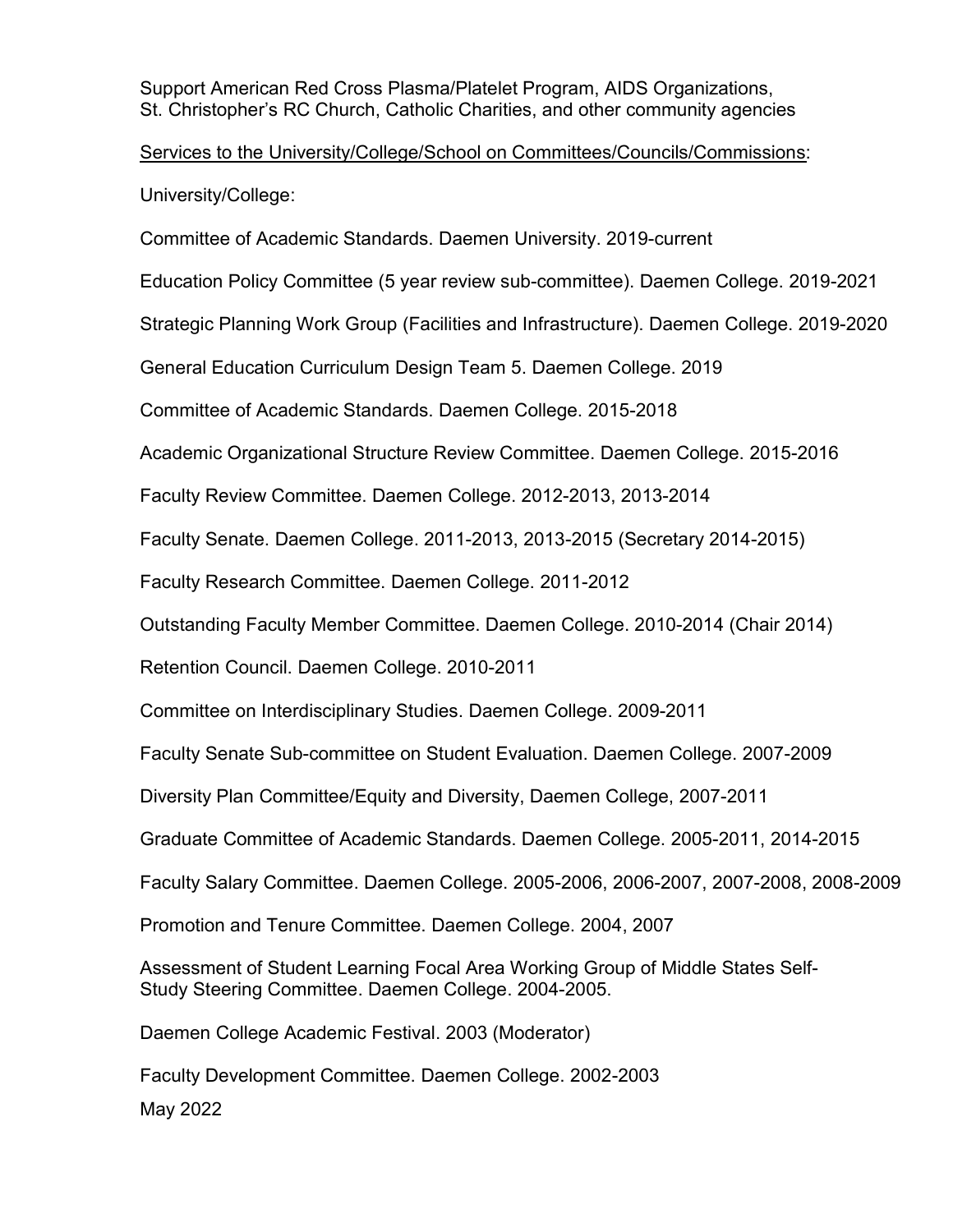Support American Red Cross Plasma/Platelet Program, AIDS Organizations, St. Christopher's RC Church, Catholic Charities, and other community agencies

<u>Services to the University/College/School on Committees/Councils/Commissions</u>:

University/College:

Committee of Academic Standards. Daemen University. 2019-current

Education Policy Committee (5 year review sub-committee). Daemen College. 2019-2021

Strategic Planning Work Group (Facilities and Infrastructure). Daemen College. 2019-2020

General Education Curriculum Design Team 5. Daemen College. 2019

Committee of Academic Standards. Daemen College. 2015-2018

Academic Organizational Structure Review Committee. Daemen College. 2015-2016

Faculty Review Committee. Daemen College. 2012-2013, 2013-2014

Faculty Senate. Daemen College. 2011-2013, 2013-2015 (Secretary 2014-2015)

Faculty Research Committee. Daemen College. 2011-2012

Outstanding Faculty Member Committee. Daemen College. 2010-2014 (Chair 2014)

Retention Council. Daemen College. 2010-2011

Committee on Interdisciplinary Studies. Daemen College. 2009-2011

Faculty Senate Sub-committee on Student Evaluation. Daemen College. 2007-2009

Diversity Plan Committee/Equity and Diversity, Daemen College, 2007-2011

Graduate Committee of Academic Standards. Daemen College. 2005-2011, 2014-2015

Faculty Salary Committee. Daemen College. 2005-2006, 2006-2007, 2007-2008, 2008-2009

Promotion and Tenure Committee. Daemen College. 2004, 2007

Assessment of Student Learning Focal Area Working Group of Middle States Self-Study Steering Committee. Daemen College. 2004-2005.

Daemen College Academic Festival. 2003 (Moderator)

Faculty Development Committee. Daemen College. 2002-2003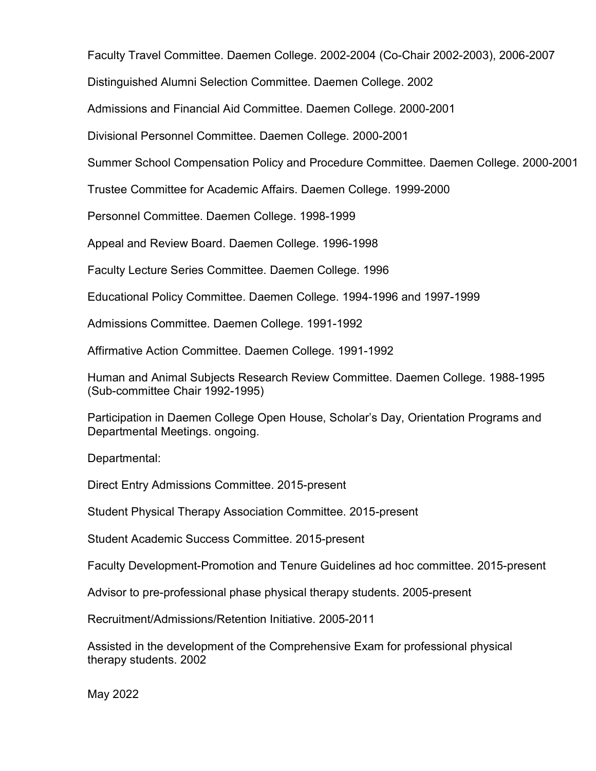Faculty Travel Committee. Daemen College. 2002-2004 (Co-Chair 2002-2003), 2006-2007

Distinguished Alumni Selection Committee. Daemen College. 2002

Admissions and Financial Aid Committee. Daemen College. 2000-2001

Divisional Personnel Committee. Daemen College. 2000-2001

Summer School Compensation Policy and Procedure Committee. Daemen College. 2000-2001

Trustee Committee for Academic Affairs. Daemen College. 1999-2000

Personnel Committee. Daemen College. 1998-1999

Appeal and Review Board. Daemen College. 1996-1998

Faculty Lecture Series Committee. Daemen College. 1996

Educational Policy Committee. Daemen College. 1994-1996 and 1997-1999

Admissions Committee. Daemen College. 1991-1992

Affirmative Action Committee. Daemen College. 1991-1992

Human and Animal Subjects Research Review Committee. Daemen College. 1988-1995 (Sub-committee Chair 1992-1995)

Participation in Daemen College Open House, Scholar's Day, Orientation Programs and Departmental Meetings. ongoing.

Departmental:

Direct Entry Admissions Committee. 2015-present

Student Physical Therapy Association Committee. 2015-present

Student Academic Success Committee. 2015-present

Faculty Development-Promotion and Tenure Guidelines ad hoc committee. 2015-present

Advisor to pre-professional phase physical therapy students. 2005-present

Recruitment/Admissions/Retention Initiative. 2005-2011

Assisted in the development of the Comprehensive Exam for professional physical therapy students. 2002

May 2022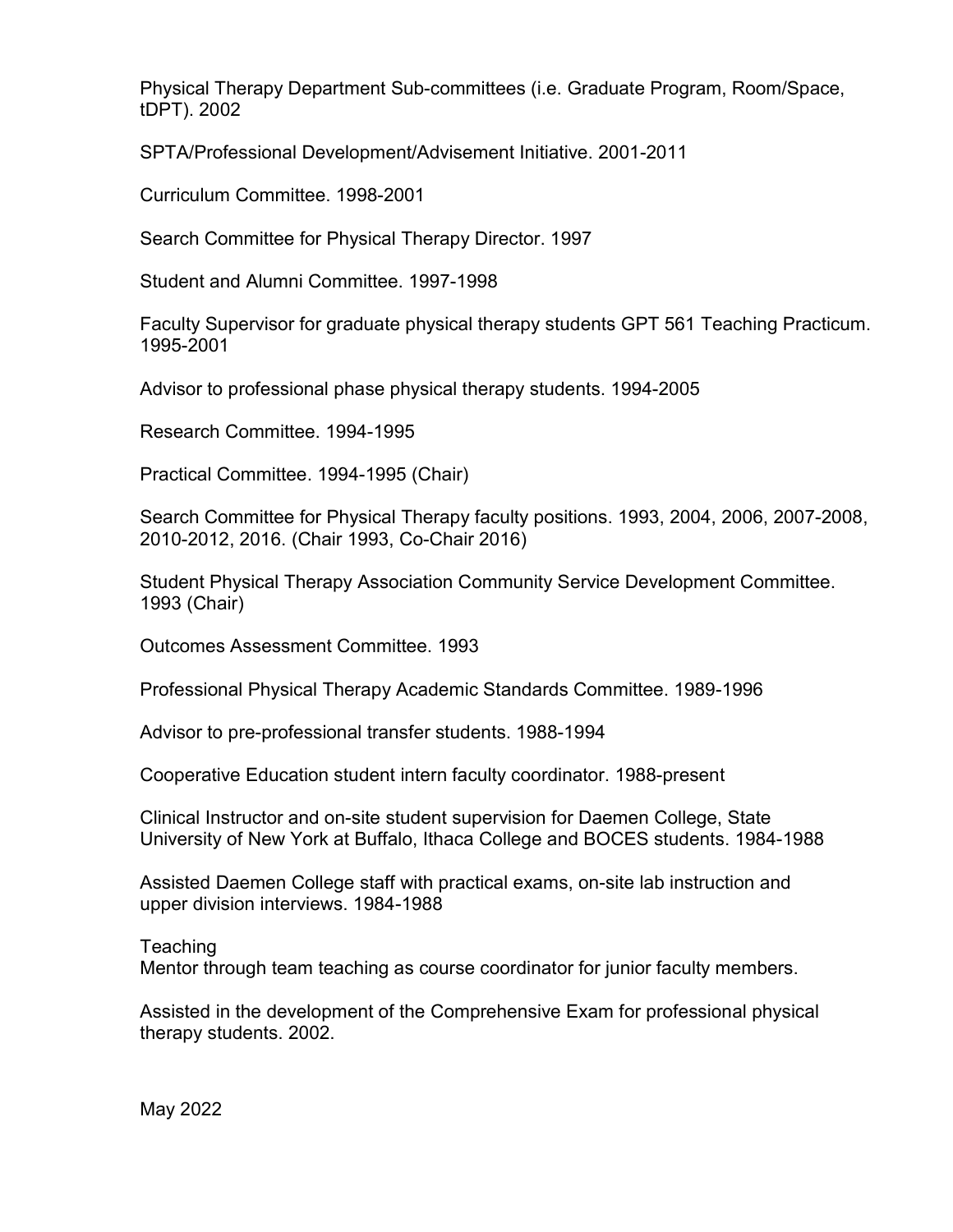Physical Therapy Department Sub-committees (i.e. Graduate Program, Room/Space, tDPT). 2002

SPTA/Professional Development/Advisement Initiative. 2001-2011

Curriculum Committee. 1998-2001

Search Committee for Physical Therapy Director. 1997

Student and Alumni Committee. 1997-1998

Faculty Supervisor for graduate physical therapy students GPT 561 Teaching Practicum. 1995-2001

Advisor to professional phase physical therapy students. 1994-2005

Research Committee. 1994-1995

Practical Committee. 1994-1995 (Chair)

Search Committee for Physical Therapy faculty positions. 1993, 2004, 2006, 2007-2008, 2010-2012, 2016. (Chair 1993, Co-Chair 2016)

Student Physical Therapy Association Community Service Development Committee. 1993 (Chair)

Outcomes Assessment Committee. 1993

Professional Physical Therapy Academic Standards Committee. 1989-1996

Advisor to pre-professional transfer students. 1988-1994

Cooperative Education student intern faculty coordinator. 1988-present

Clinical Instructor and on-site student supervision for Daemen College, State University of New York at Buffalo, Ithaca College and BOCES students. 1984-1988

Assisted Daemen College staff with practical exams, on-site lab instruction and upper division interviews. 1984-1988

Teaching
Mentor through team teaching as course coordinator for junior faculty members.

Assisted in the development of the Comprehensive Exam for professional physical therapy students. 2002.

May 2022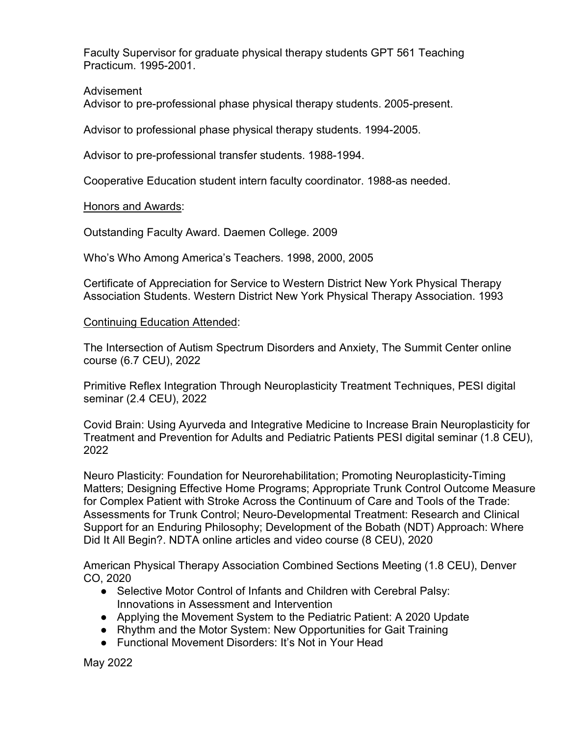Faculty Supervisor for graduate physical therapy students GPT 561 Teaching Practicum. 1995-2001.

Advisement

Advisor to pre-professional phase physical therapy students. 2005-present.

Advisor to professional phase physical therapy students. 1994-2005.

Advisor to pre-professional transfer students. 1988-1994.

Cooperative Education student intern faculty coordinator. 1988-as needed.

<u>Honors and Awards</u>:

Outstanding Faculty Award. Daemen College. 2009

Who's Who Among America's Teachers. 1998, 2000, 2005

Certificate of Appreciation for Service to Western District New York Physical Therapy Association Students. Western District New York Physical Therapy Association. 1993

<u>Continuing Education Attended</u>:

The Intersection of Autism Spectrum Disorders and Anxiety, The Summit Center online course (6.7 CEU), 2022

Primitive Reflex Integration Through Neuroplasticity Treatment Techniques, PESI digital seminar (2.4 CEU), 2022

Covid Brain: Using Ayurveda and Integrative Medicine to Increase Brain Neuroplasticity for Treatment and Prevention for Adults and Pediatric Patients PESI digital seminar (1.8 CEU), 2022

Neuro Plasticity: Foundation for Neurorehabilitation; Promoting Neuroplasticity-Timing Matters; Designing Effective Home Programs; Appropriate Trunk Control Outcome Measure for Complex Patient with Stroke Across the Continuum of Care and Tools of the Trade: Assessments for Trunk Control; Neuro-Developmental Treatment: Research and Clinical Support for an Enduring Philosophy; Development of the Bobath (NDT) Approach: Where Did It All Begin?. NDTA online articles and video course (8 CEU), 2020

American Physical Therapy Association Combined Sections Meeting (1.8 CEU), Denver CO, 2020

- Selective Motor Control of Infants and Children with Cerebral Palsy: Innovations in Assessment and Intervention
- Applying the Movement System to the Pediatric Patient: A 2020 Update
- Rhythm and the Motor System: New Opportunities for Gait Training
- Functional Movement Disorders: It's Not in Your Head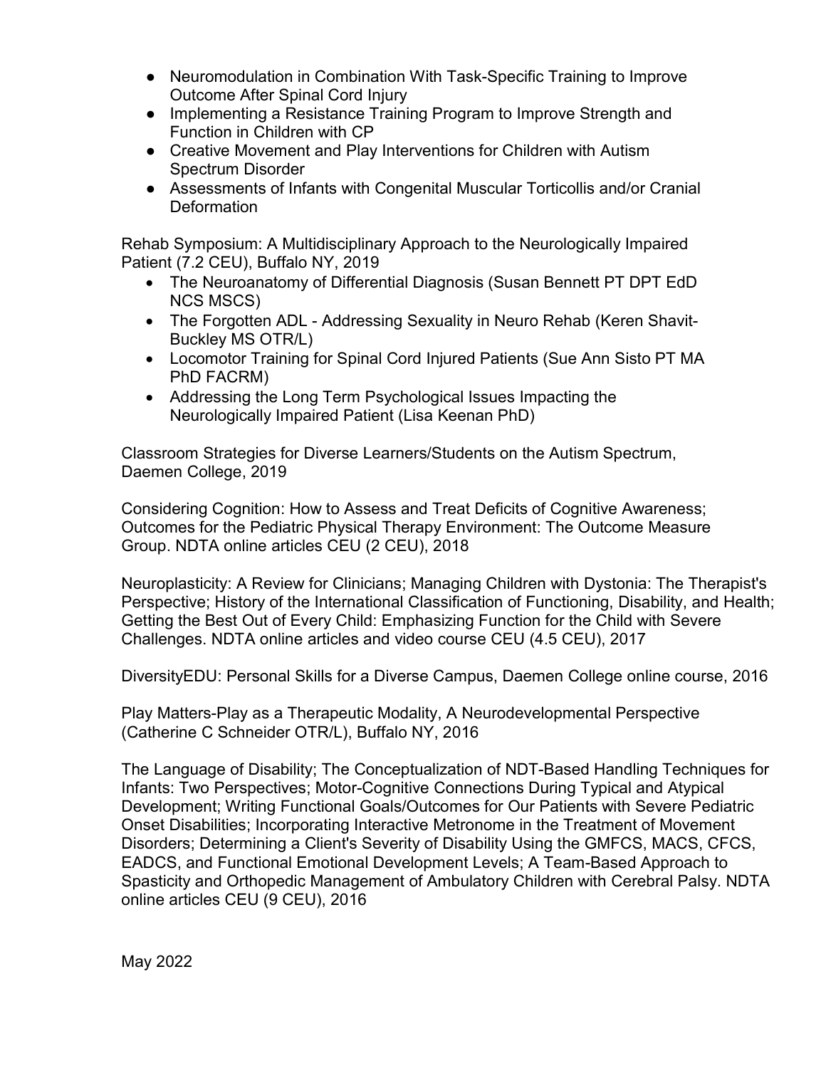- Neuromodulation in Combination With Task-Specific Training to Improve Outcome After Spinal Cord Injury
- Implementing a Resistance Training Program to Improve Strength and Function in Children with CP
- Creative Movement and Play Interventions for Children with Autism Spectrum Disorder
- Assessments of Infants with Congenital Muscular Torticollis and/or Cranial Deformation

Rehab Symposium: A Multidisciplinary Approach to the Neurologically Impaired Patient (7.2 CEU), Buffalo NY, 2019

- The Neuroanatomy of Differential Diagnosis (Susan Bennett PT DPT EdD NCS MSCS)
- The Forgotten ADL - Addressing Sexuality in Neuro Rehab (Keren Shavit-Buckley MS OTR/L)
- Locomotor Training for Spinal Cord Injured Patients (Sue Ann Sisto PT MA PhD FACRM)
- Addressing the Long Term Psychological Issues Impacting the Neurologically Impaired Patient (Lisa Keenan PhD)

Classroom Strategies for Diverse Learners/Students on the Autism Spectrum, Daemen College, 2019

Considering Cognition: How to Assess and Treat Deficits of Cognitive Awareness; Outcomes for the Pediatric Physical Therapy Environment: The Outcome Measure Group. NDTA online articles CEU (2 CEU), 2018

Neuroplasticity: A Review for Clinicians; Managing Children with Dystonia: The Therapist's Perspective; History of the International Classification of Functioning, Disability, and Health; Getting the Best Out of Every Child: Emphasizing Function for the Child with Severe Challenges. NDTA online articles and video course CEU (4.5 CEU), 2017

DiversityEDU: Personal Skills for a Diverse Campus, Daemen College online course, 2016

Play Matters-Play as a Therapeutic Modality, A Neurodevelopmental Perspective (Catherine C Schneider OTR/L), Buffalo NY, 2016

The Language of Disability; The Conceptualization of NDT-Based Handling Techniques for Infants: Two Perspectives; Motor-Cognitive Connections During Typical and Atypical Development; Writing Functional Goals/Outcomes for Our Patients with Severe Pediatric Onset Disabilities; Incorporating Interactive Metronome in the Treatment of Movement Disorders; Determining a Client's Severity of Disability Using the GMFCS, MACS, CFCS, EADCS, and Functional Emotional Development Levels; A Team-Based Approach to Spasticity and Orthopedic Management of Ambulatory Children with Cerebral Palsy. NDTA online articles CEU (9 CEU), 2016

May 2022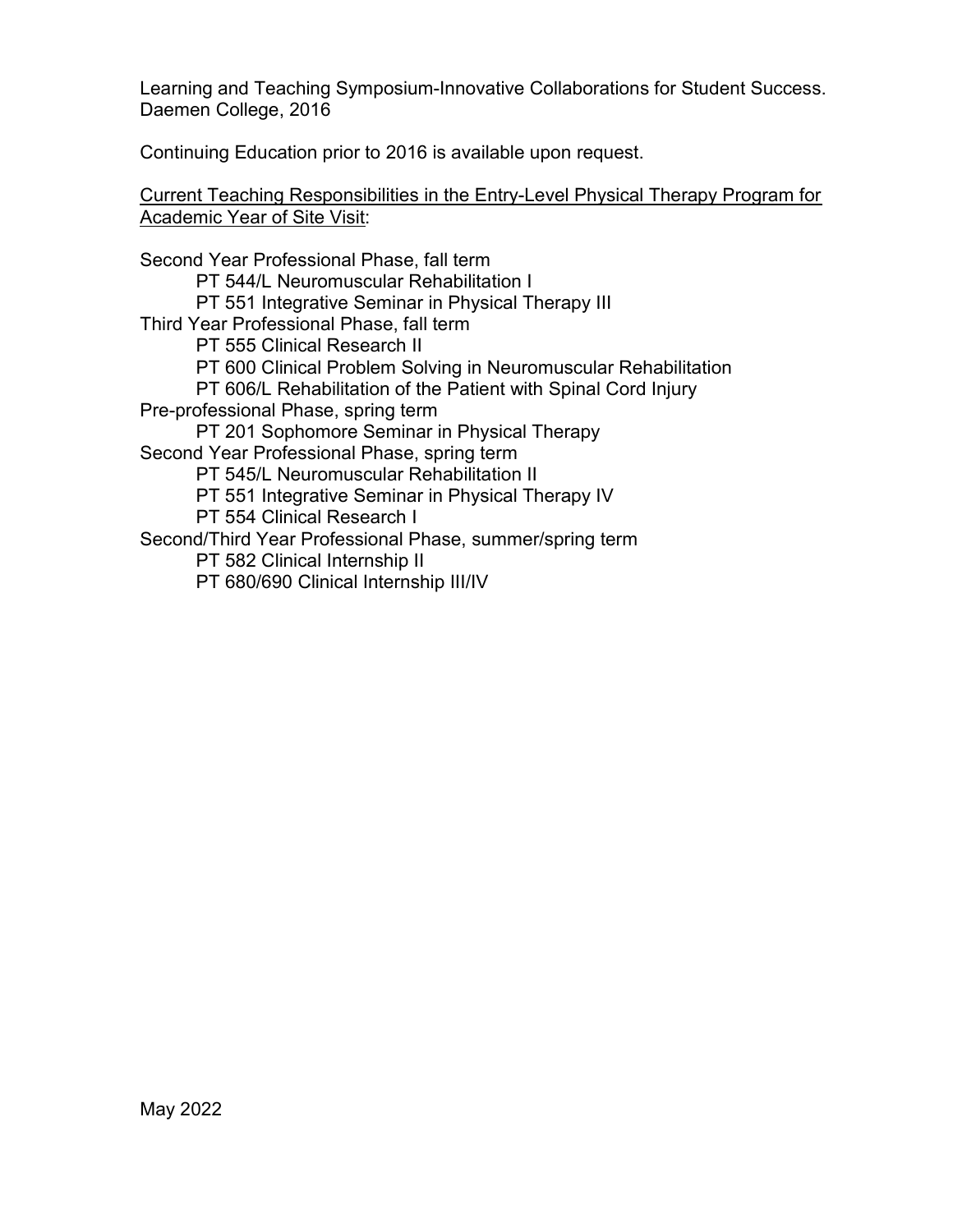Learning and Teaching Symposium-Innovative Collaborations for Student Success. Daemen College, 2016

Continuing Education prior to 2016 is available upon request.

<u>Current Teaching Responsibilities in the Entry-Level Physical Therapy Program for Academic Year of Site Visit</u>:

Second Year Professional Phase, fall term
- PT 544/L Neuromuscular Rehabilitation I
- PT 551 Integrative Seminar in Physical Therapy III

Third Year Professional Phase, fall term
- PT 555 Clinical Research II
- PT 600 Clinical Problem Solving in Neuromuscular Rehabilitation
- PT 606/L Rehabilitation of the Patient with Spinal Cord Injury

Pre-professional Phase, spring term
- PT 201 Sophomore Seminar in Physical Therapy

Second Year Professional Phase, spring term
- PT 545/L Neuromuscular Rehabilitation II
- PT 551 Integrative Seminar in Physical Therapy IV
- PT 554 Clinical Research I

Second/Third Year Professional Phase, summer/spring term
- PT 582 Clinical Internship II
- PT 680/690 Clinical Internship III/IV

May 2022